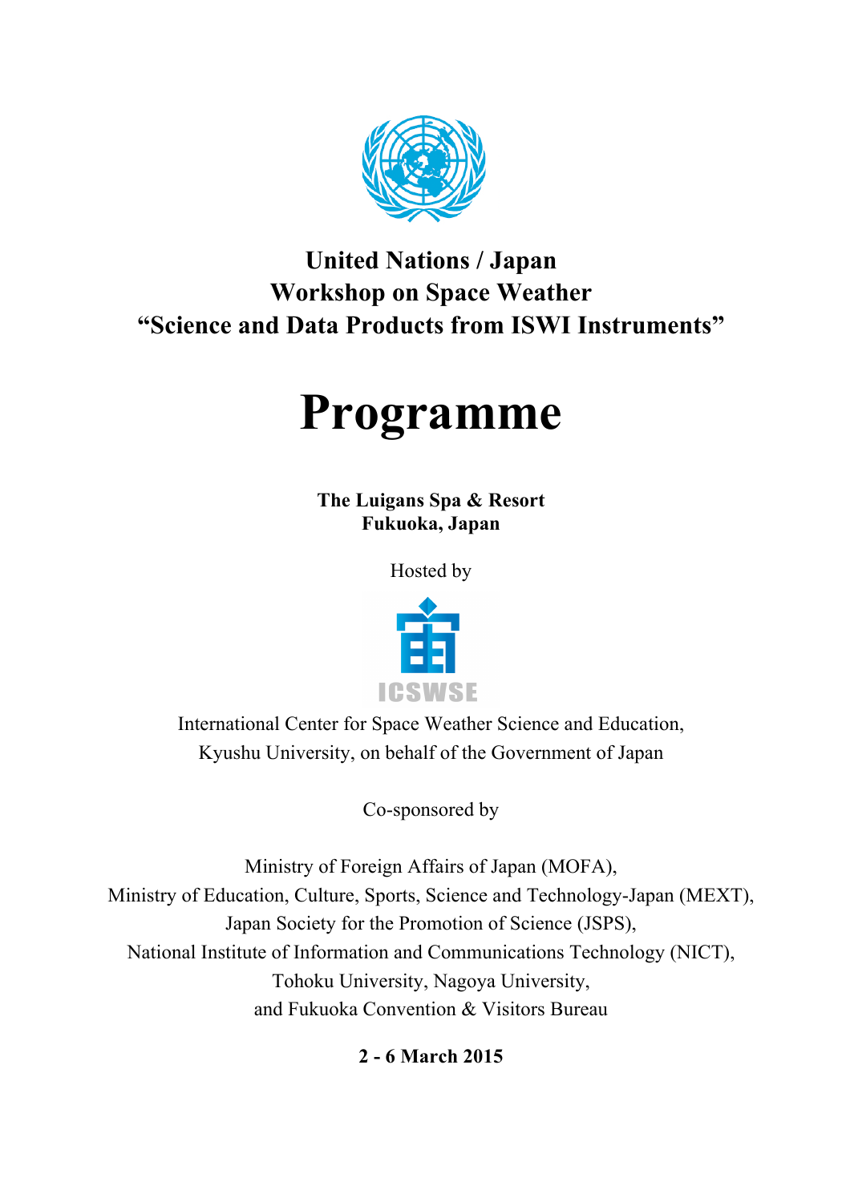**United Nations / Japan**
**Workshop on Space Weather**
**"Science and Data Products from ISWI Instruments"**

# Programme

**The Luigans Spa & Resort**
**Fukuoka, Japan**

Hosted by

ICSWSE

International Center for Space Weather Science and Education,
Kyushu University, on behalf of the Government of Japan

Co-sponsored by

Ministry of Foreign Affairs of Japan (MOFA),
Ministry of Education, Culture, Sports, Science and Technology-Japan (MEXT),
Japan Society for the Promotion of Science (JSPS),
National Institute of Information and Communications Technology (NICT),
Tohoku University, Nagoya University,
and Fukuoka Convention & Visitors Bureau

**2 - 6 March 2015**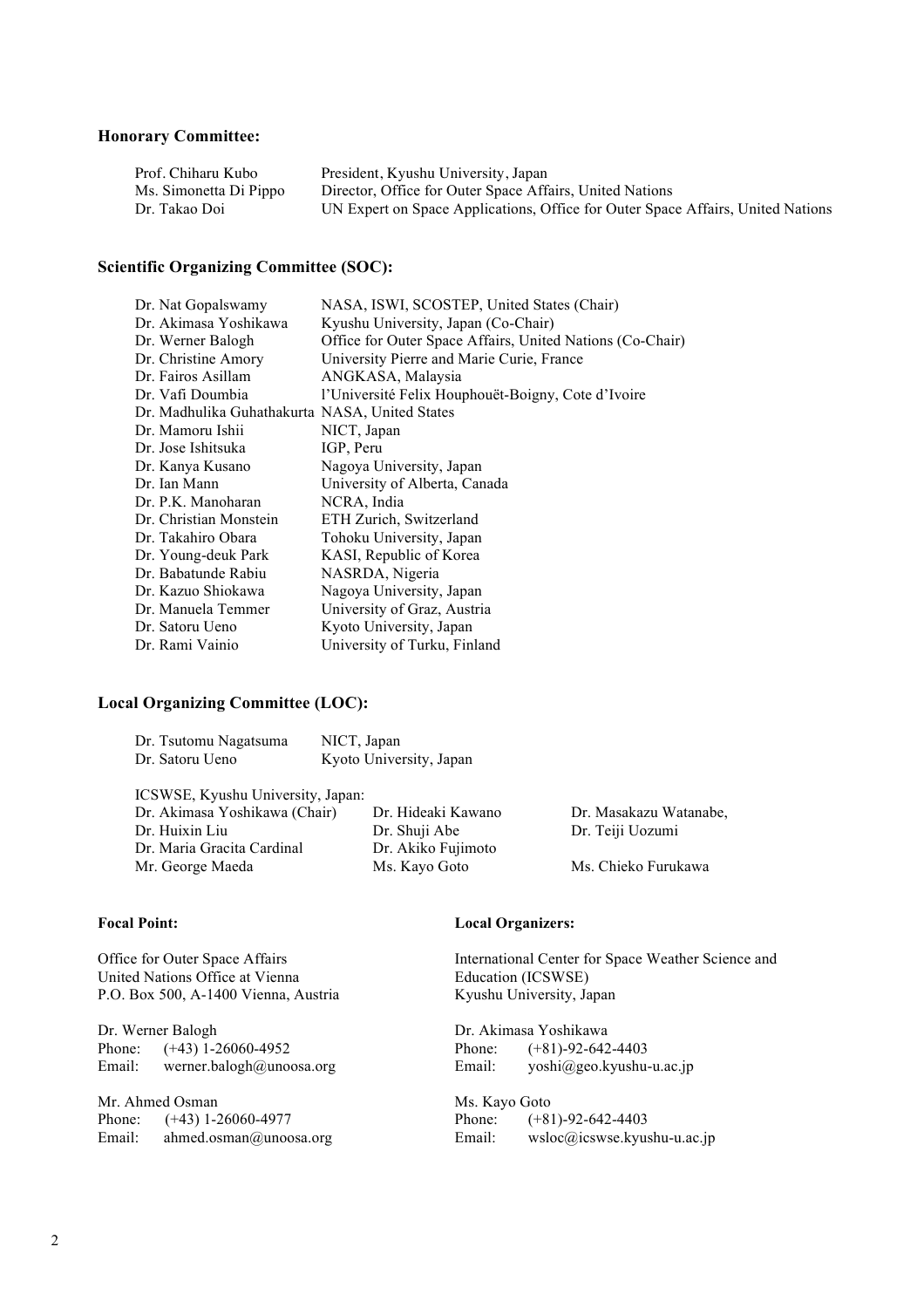**Honorary Committee:**

| | |
|---|---|
| Prof. Chiharu Kubo | President, Kyushu University, Japan |
| Ms. Simonetta Di Pippo | Director, Office for Outer Space Affairs, United Nations |
| Dr. Takao Doi | UN Expert on Space Applications, Office for Outer Space Affairs, United Nations |

**Scientific Organizing Committee (SOC):**

| | |
|---|---|
| Dr. Nat Gopalswamy | NASA, ISWI, SCOSTEP, United States (Chair) |
| Dr. Akimasa Yoshikawa | Kyushu University, Japan (Co-Chair) |
| Dr. Werner Balogh | Office for Outer Space Affairs, United Nations (Co-Chair) |
| Dr. Christine Amory | University Pierre and Marie Curie, France |
| Dr. Fairos Asillam | ANGKASA, Malaysia |
| Dr. Vafi Doumbia | l'Université Felix Houphouët-Boigny, Cote d'Ivoire |
| Dr. Madhulika Guhathakurta | NASA, United States |
| Dr. Mamoru Ishii | NICT, Japan |
| Dr. Jose Ishitsuka | IGP, Peru |
| Dr. Kanya Kusano | Nagoya University, Japan |
| Dr. Ian Mann | University of Alberta, Canada |
| Dr. P.K. Manoharan | NCRA, India |
| Dr. Christian Monstein | ETH Zurich, Switzerland |
| Dr. Takahiro Obara | Tohoku University, Japan |
| Dr. Young-deuk Park | KASI, Republic of Korea |
| Dr. Babatunde Rabiu | NASRDA, Nigeria |
| Dr. Kazuo Shiokawa | Nagoya University, Japan |
| Dr. Manuela Temmer | University of Graz, Austria |
| Dr. Satoru Ueno | Kyoto University, Japan |
| Dr. Rami Vainio | University of Turku, Finland |

**Local Organizing Committee (LOC):**

| | |
|---|---|
| Dr. Tsutomu Nagatsuma | NICT, Japan |
| Dr. Satoru Ueno | Kyoto University, Japan |

ICSWSE, Kyushu University, Japan:

| | | |
|---|---|---|
| Dr. Akimasa Yoshikawa (Chair) | Dr. Hideaki Kawano | Dr. Masakazu Watanabe, |
| Dr. Huixin Liu | Dr. Shuji Abe | Dr. Teiji Uozumi |
| Dr. Maria Gracita Cardinal | Dr. Akiko Fujimoto | |
| Mr. George Maeda | Ms. Kayo Goto | Ms. Chieko Furukawa |

**Focal Point:**

Office for Outer Space Affairs
United Nations Office at Vienna
P.O. Box 500, A-1400 Vienna, Austria

Dr. Werner Balogh
Phone: (+43) 1-26060-4952
Email: werner.balogh@unoosa.org

Mr. Ahmed Osman
Phone: (+43) 1-26060-4977
Email: ahmed.osman@unoosa.org

**Local Organizers:**

International Center for Space Weather Science and Education (ICSWSE)
Kyushu University, Japan

Dr. Akimasa Yoshikawa
Phone: (+81)-92-642-4403
Email: yoshi@geo.kyushu-u.ac.jp

Ms. Kayo Goto
Phone: (+81)-92-642-4403
Email: wsloc@icswse.kyushu-u.ac.jp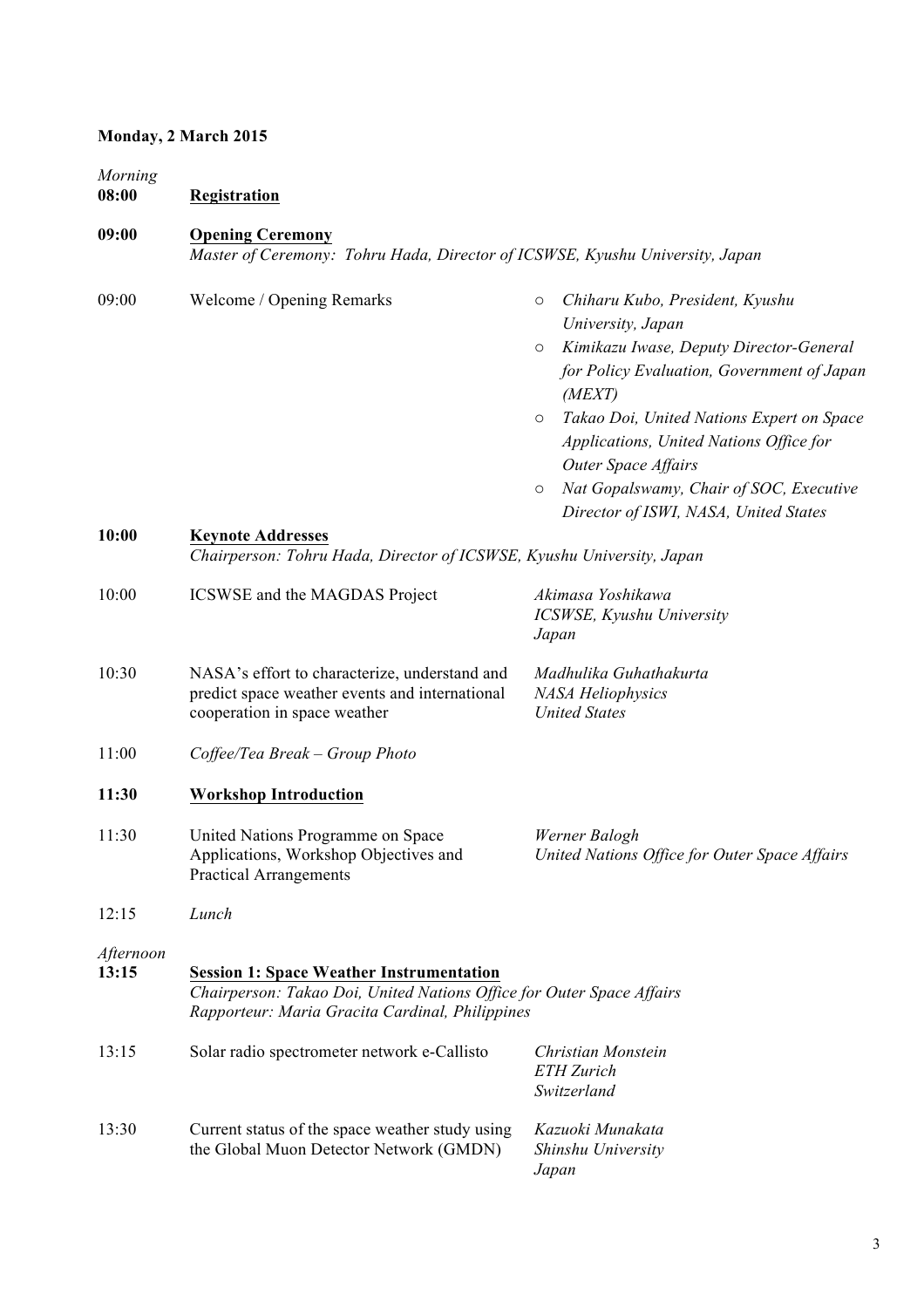**Monday, 2 March 2015**

*Morning*

**08:00** **Registration**

**09:00** **Opening Ceremony**
*Master of Ceremony: Tohru Hada, Director of ICSWSE, Kyushu University, Japan*

| Time | Item | Speaker |
|---|---|---|
| 09:00 | Welcome / Opening Remarks | ○ *Chiharu Kubo, President, Kyushu University, Japan*<br>○ *Kimikazu Iwase, Deputy Director-General for Policy Evaluation, Government of Japan (MEXT)*<br>○ *Takao Doi, United Nations Expert on Space Applications, United Nations Office for Outer Space Affairs*<br>○ *Nat Gopalswamy, Chair of SOC, Executive Director of ISWI, NASA, United States* |

**10:00** **Keynote Addresses**
*Chairperson: Tohru Hada, Director of ICSWSE, Kyushu University, Japan*

| Time | Item | Speaker |
|---|---|---|
| 10:00 | ICSWSE and the MAGDAS Project | *Akimasa Yoshikawa*<br>*ICSWSE, Kyushu University*<br>*Japan* |
| 10:30 | NASA's effort to characterize, understand and predict space weather events and international cooperation in space weather | *Madhulika Guhathakurta*<br>*NASA Heliophysics*<br>*United States* |
| 11:00 | *Coffee/Tea Break – Group Photo* | |

**11:30** **Workshop Introduction**

| Time | Item | Speaker |
|---|---|---|
| 11:30 | United Nations Programme on Space Applications, Workshop Objectives and Practical Arrangements | *Werner Balogh*<br>*United Nations Office for Outer Space Affairs* |
| 12:15 | *Lunch* | |

*Afternoon*

**13:15** **Session 1: Space Weather Instrumentation**
*Chairperson: Takao Doi, United Nations Office for Outer Space Affairs*
*Rapporteur: Maria Gracita Cardinal, Philippines*

| Time | Item | Speaker |
|---|---|---|
| 13:15 | Solar radio spectrometer network e-Callisto | *Christian Monstein*<br>*ETH Zurich*<br>*Switzerland* |
| 13:30 | Current status of the space weather study using the Global Muon Detector Network (GMDN) | *Kazuoki Munakata*<br>*Shinshu University*<br>*Japan* |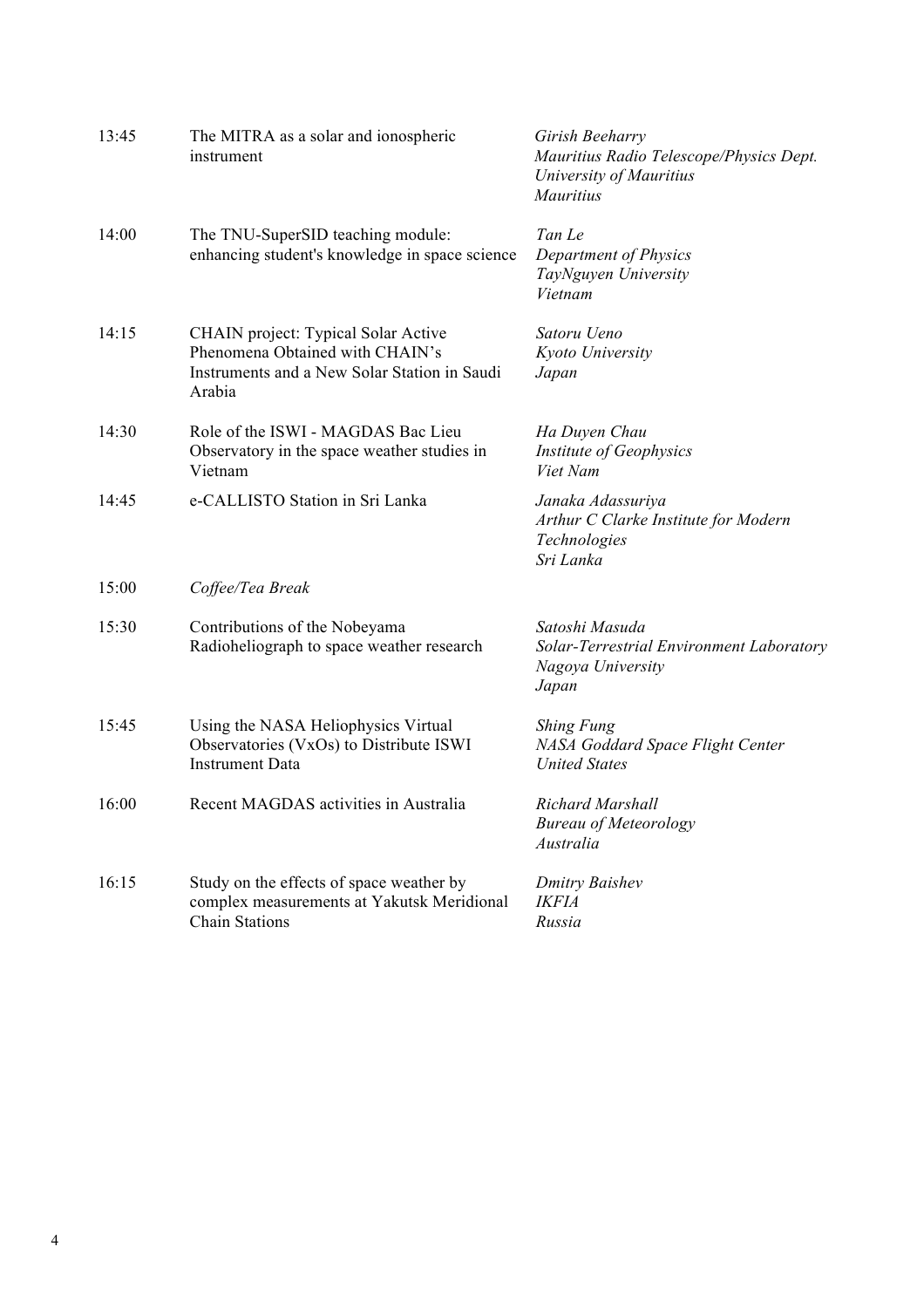| | | |
|---|---|---|
| 13:45 | The MITRA as a solar and ionospheric instrument | *Girish Beeharry*<br>*Mauritius Radio Telescope/Physics Dept.*<br>*University of Mauritius*<br>*Mauritius* |
| 14:00 | The TNU-SuperSID teaching module: enhancing student's knowledge in space science | *Tan Le*<br>*Department of Physics*<br>*TayNguyen University*<br>*Vietnam* |
| 14:15 | CHAIN project: Typical Solar Active Phenomena Obtained with CHAIN's Instruments and a New Solar Station in Saudi Arabia | *Satoru Ueno*<br>*Kyoto University*<br>*Japan* |
| 14:30 | Role of the ISWI - MAGDAS Bac Lieu Observatory in the space weather studies in Vietnam | *Ha Duyen Chau*<br>*Institute of Geophysics*<br>*Viet Nam* |
| 14:45 | e-CALLISTO Station in Sri Lanka | *Janaka Adassuriya*<br>*Arthur C Clarke Institute for Modern Technologies*<br>*Sri Lanka* |
| 15:00 | *Coffee/Tea Break* | |
| 15:30 | Contributions of the Nobeyama Radioheliograph to space weather research | *Satoshi Masuda*<br>*Solar-Terrestrial Environment Laboratory*<br>*Nagoya University*<br>*Japan* |
| 15:45 | Using the NASA Heliophysics Virtual Observatories (VxOs) to Distribute ISWI Instrument Data | *Shing Fung*<br>*NASA Goddard Space Flight Center*<br>*United States* |
| 16:00 | Recent MAGDAS activities in Australia | *Richard Marshall*<br>*Bureau of Meteorology*<br>*Australia* |
| 16:15 | Study on the effects of space weather by complex measurements at Yakutsk Meridional Chain Stations | *Dmitry Baishev*<br>*IKFIA*<br>*Russia* |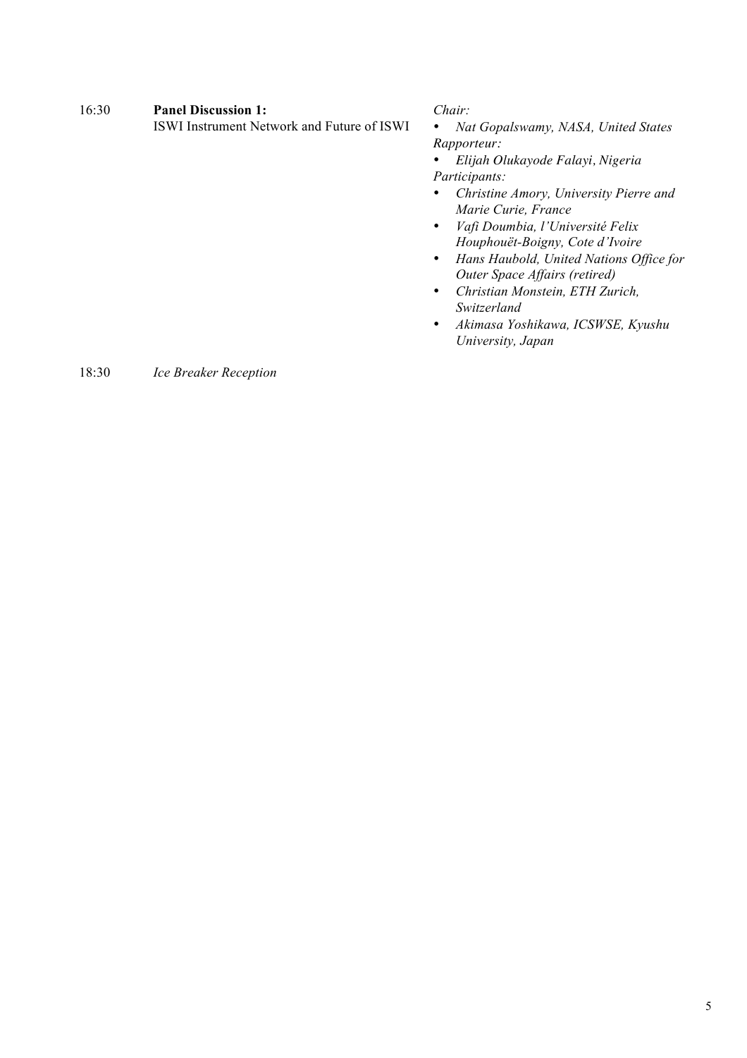| | | |
|---|---|---|
| 16:30 | **Panel Discussion 1:**<br>ISWI Instrument Network and Future of ISWI | *Chair:*<br>• *Nat Gopalswamy, NASA, United States*<br>*Rapporteur:*<br>• *Elijah Olukayode Falayi, Nigeria*<br>*Participants:*<br>• *Christine Amory, University Pierre and Marie Curie, France*<br>• *Vafi Doumbia, l'Université Felix Houphouët-Boigny, Cote d'Ivoire*<br>• *Hans Haubold, United Nations Office for Outer Space Affairs (retired)*<br>• *Christian Monstein, ETH Zurich, Switzerland*<br>• *Akimasa Yoshikawa, ICSWSE, Kyushu University, Japan* |
| 18:30 | *Ice Breaker Reception* | |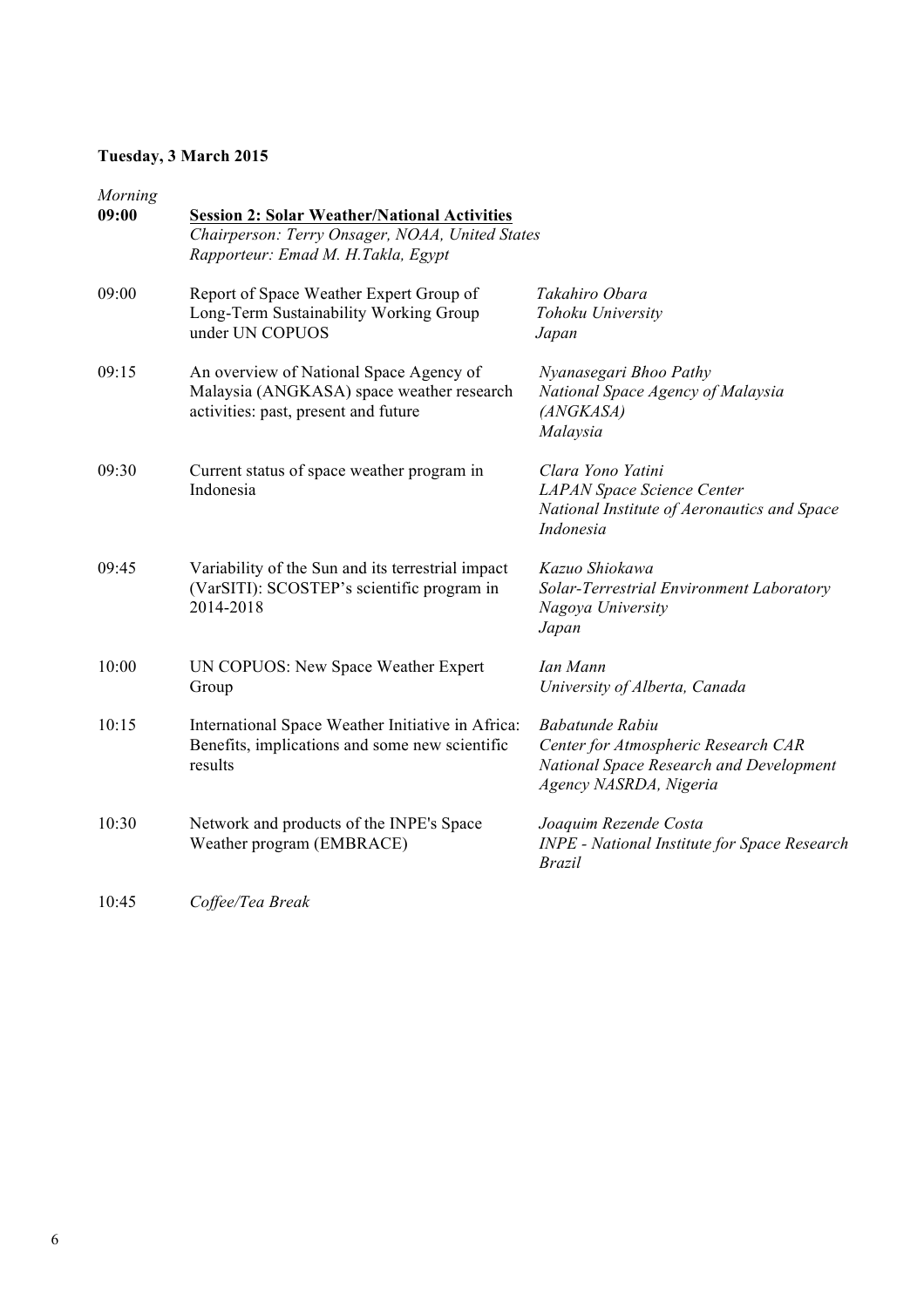**Tuesday, 3 March 2015**

*Morning*

| | | |
|---|---|---|
| **09:00** | **Session 2: Solar Weather/National Activities**<br>*Chairperson: Terry Onsager, NOAA, United States*<br>*Rapporteur: Emad M. H.Takla, Egypt* | |
| 09:00 | Report of Space Weather Expert Group of Long-Term Sustainability Working Group under UN COPUOS | *Takahiro Obara*<br>*Tohoku University*<br>*Japan* |
| 09:15 | An overview of National Space Agency of Malaysia (ANGKASA) space weather research activities: past, present and future | *Nyanasegari Bhoo Pathy*<br>*National Space Agency of Malaysia (ANGKASA)*<br>*Malaysia* |
| 09:30 | Current status of space weather program in Indonesia | *Clara Yono Yatini*<br>*LAPAN Space Science Center*<br>*National Institute of Aeronautics and Space*<br>*Indonesia* |
| 09:45 | Variability of the Sun and its terrestrial impact (VarSITI): SCOSTEP's scientific program in 2014-2018 | *Kazuo Shiokawa*<br>*Solar-Terrestrial Environment Laboratory*<br>*Nagoya University*<br>*Japan* |
| 10:00 | UN COPUOS: New Space Weather Expert Group | *Ian Mann*<br>*University of Alberta, Canada* |
| 10:15 | International Space Weather Initiative in Africa: Benefits, implications and some new scientific results | *Babatunde Rabiu*<br>*Center for Atmospheric Research CAR*<br>*National Space Research and Development Agency NASRDA, Nigeria* |
| 10:30 | Network and products of the INPE's Space Weather program (EMBRACE) | *Joaquim Rezende Costa*<br>*INPE - National Institute for Space Research*<br>*Brazil* |
| 10:45 | *Coffee/Tea Break* | |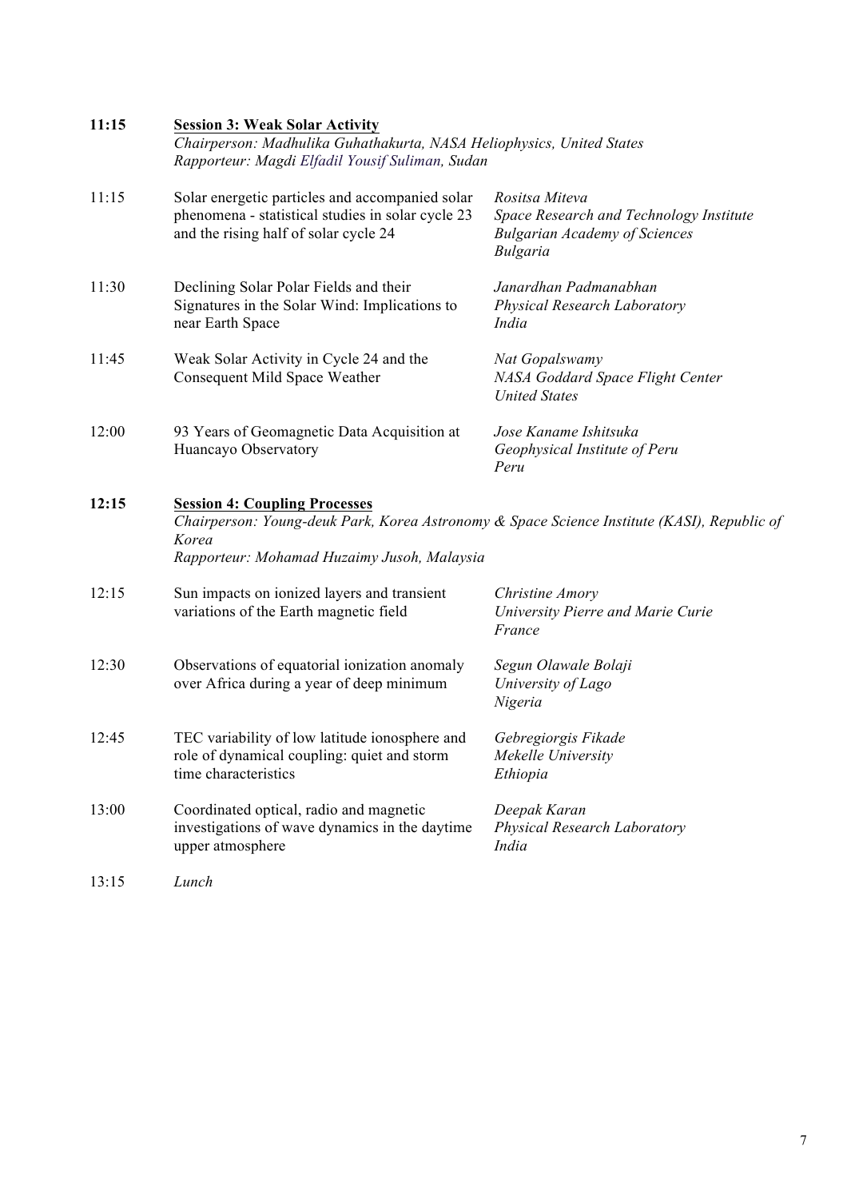**11:15** **Session 3: Weak Solar Activity**
*Chairperson: Madhulika Guhathakurta, NASA Heliophysics, United States*
*Rapporteur: Magdi Elfadil Yousif Suliman, Sudan*

| Time | Title | Speaker |
| --- | --- | --- |
| 11:15 | Solar energetic particles and accompanied solar phenomena - statistical studies in solar cycle 23 and the rising half of solar cycle 24 | *Rositsa Miteva*<br>*Space Research and Technology Institute*<br>*Bulgarian Academy of Sciences*<br>*Bulgaria* |
| 11:30 | Declining Solar Polar Fields and their Signatures in the Solar Wind: Implications to near Earth Space | *Janardhan Padmanabhan*<br>*Physical Research Laboratory*<br>*India* |
| 11:45 | Weak Solar Activity in Cycle 24 and the Consequent Mild Space Weather | *Nat Gopalswamy*<br>*NASA Goddard Space Flight Center*<br>*United States* |
| 12:00 | 93 Years of Geomagnetic Data Acquisition at Huancayo Observatory | *Jose Kaname Ishitsuka*<br>*Geophysical Institute of Peru*<br>*Peru* |

**12:15** **Session 4: Coupling Processes**
*Chairperson: Young-deuk Park, Korea Astronomy & Space Science Institute (KASI), Republic of Korea*
*Rapporteur: Mohamad Huzaimy Jusoh, Malaysia*

| Time | Title | Speaker |
| --- | --- | --- |
| 12:15 | Sun impacts on ionized layers and transient variations of the Earth magnetic field | *Christine Amory*<br>*University Pierre and Marie Curie*<br>*France* |
| 12:30 | Observations of equatorial ionization anomaly over Africa during a year of deep minimum | *Segun Olawale Bolaji*<br>*University of Lago*<br>*Nigeria* |
| 12:45 | TEC variability of low latitude ionosphere and role of dynamical coupling: quiet and storm time characteristics | *Gebregiorgis Fikade*<br>*Mekelle University*<br>*Ethiopia* |
| 13:00 | Coordinated optical, radio and magnetic investigations of wave dynamics in the daytime upper atmosphere | *Deepak Karan*<br>*Physical Research Laboratory*<br>*India* |

13:15 *Lunch*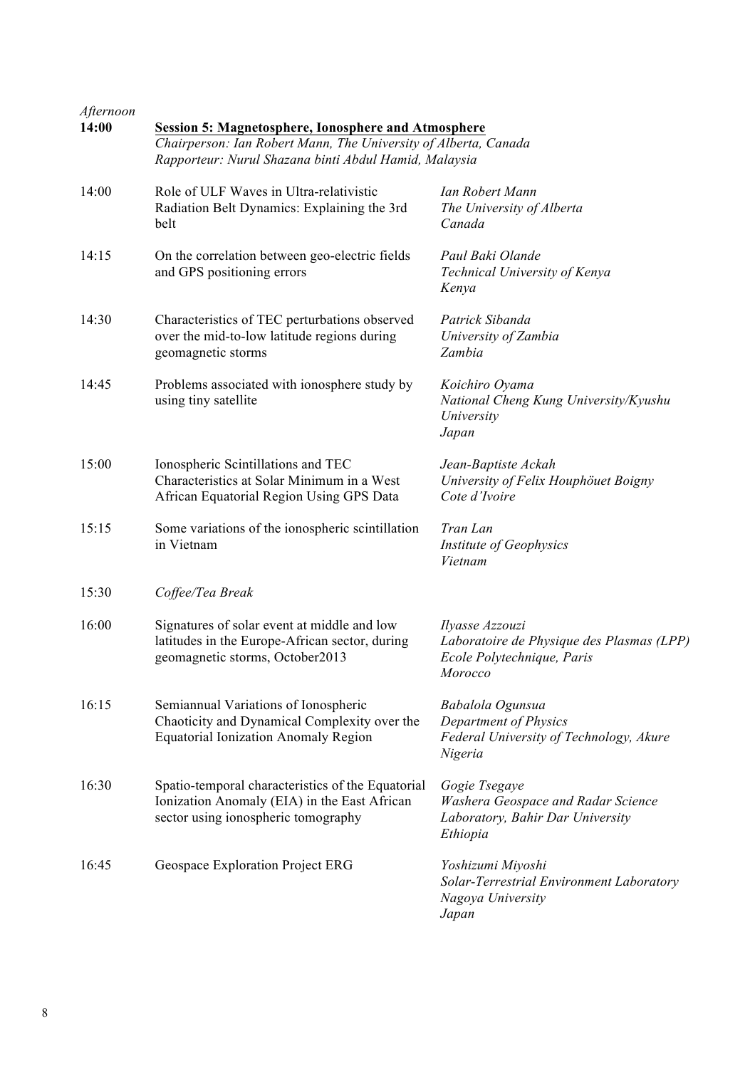*Afternoon*

**14:00** **Session 5: Magnetosphere, Ionosphere and Atmosphere**

*Chairperson: Ian Robert Mann, The University of Alberta, Canada*
*Rapporteur: Nurul Shazana binti Abdul Hamid, Malaysia*

| Time | Title | Speaker |
|---|---|---|
| 14:00 | Role of ULF Waves in Ultra-relativistic Radiation Belt Dynamics: Explaining the 3rd belt | *Ian Robert Mann*<br>*The University of Alberta*<br>*Canada* |
| 14:15 | On the correlation between geo-electric fields and GPS positioning errors | *Paul Baki Olande*<br>*Technical University of Kenya*<br>*Kenya* |
| 14:30 | Characteristics of TEC perturbations observed over the mid-to-low latitude regions during geomagnetic storms | *Patrick Sibanda*<br>*University of Zambia*<br>*Zambia* |
| 14:45 | Problems associated with ionosphere study by using tiny satellite | *Koichiro Oyama*<br>*National Cheng Kung University/Kyushu University*<br>*Japan* |
| 15:00 | Ionospheric Scintillations and TEC Characteristics at Solar Minimum in a West African Equatorial Region Using GPS Data | *Jean-Baptiste Ackah*<br>*University of Felix Houphöuet Boigny*<br>*Cote d'Ivoire* |
| 15:15 | Some variations of the ionospheric scintillation in Vietnam | *Tran Lan*<br>*Institute of Geophysics*<br>*Vietnam* |
| 15:30 | *Coffee/Tea Break* | |
| 16:00 | Signatures of solar event at middle and low latitudes in the Europe-African sector, during geomagnetic storms, October2013 | *Ilyasse Azzouzi*<br>*Laboratoire de Physique des Plasmas (LPP)*<br>*Ecole Polytechnique, Paris*<br>*Morocco* |
| 16:15 | Semiannual Variations of Ionospheric Chaoticity and Dynamical Complexity over the Equatorial Ionization Anomaly Region | *Babalola Ogunsua*<br>*Department of Physics*<br>*Federal University of Technology, Akure*<br>*Nigeria* |
| 16:30 | Spatio-temporal characteristics of the Equatorial Ionization Anomaly (EIA) in the East African sector using ionospheric tomography | *Gogie Tsegaye*<br>*Washera Geospace and Radar Science Laboratory, Bahir Dar University*<br>*Ethiopia* |
| 16:45 | Geospace Exploration Project ERG | *Yoshizumi Miyoshi*<br>*Solar-Terrestrial Environment Laboratory*<br>*Nagoya University*<br>*Japan* |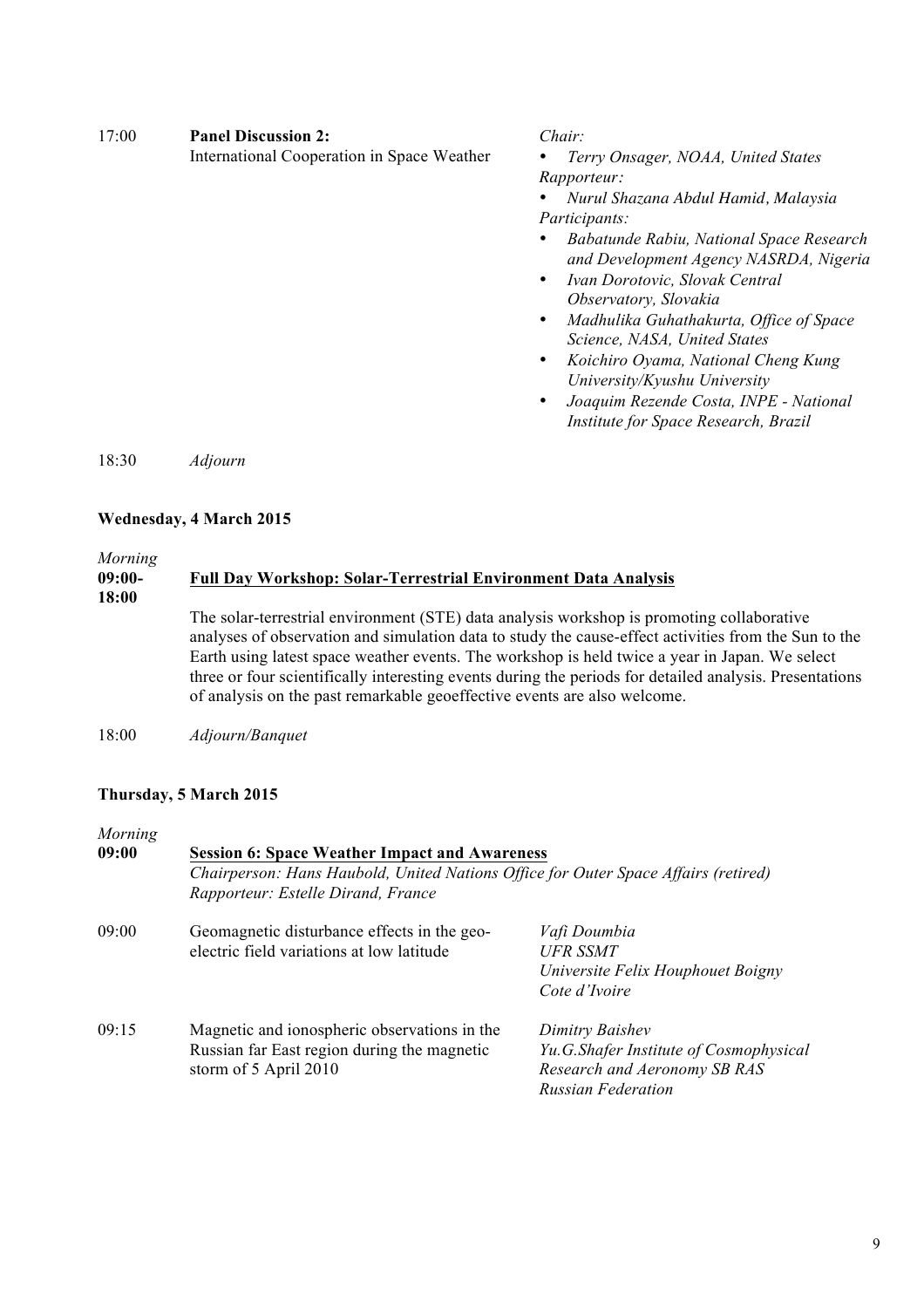| | | |
|---|---|---|
| 17:00 | **Panel Discussion 2:** International Cooperation in Space Weather | *Chair:* <br>• *Terry Onsager, NOAA, United States* <br>*Rapporteur:* <br>• *Nurul Shazana Abdul Hamid, Malaysia* <br>*Participants:* <br>• *Babatunde Rabiu, National Space Research and Development Agency NASRDA, Nigeria* <br>• *Ivan Dorotovic, Slovak Central Observatory, Slovakia* <br>• *Madhulika Guhathakurta, Office of Space Science, NASA, United States* <br>• *Koichiro Oyama, National Cheng Kung University/Kyushu University* <br>• *Joaquim Rezende Costa, INPE - National Institute for Space Research, Brazil* |
| 18:30 | *Adjourn* | |

**Wednesday, 4 March 2015**

*Morning*

**09:00-18:00** **Full Day Workshop: Solar-Terrestrial Environment Data Analysis**

The solar-terrestrial environment (STE) data analysis workshop is promoting collaborative analyses of observation and simulation data to study the cause-effect activities from the Sun to the Earth using latest space weather events. The workshop is held twice a year in Japan. We select three or four scientifically interesting events during the periods for detailed analysis. Presentations of analysis on the past remarkable geoeffective events are also welcome.

18:00 *Adjourn/Banquet*

**Thursday, 5 March 2015**

*Morning*

**09:00** **Session 6: Space Weather Impact and Awareness**

*Chairperson: Hans Haubold, United Nations Office for Outer Space Affairs (retired)*
*Rapporteur: Estelle Dirand, France*

| | | |
|---|---|---|
| 09:00 | Geomagnetic disturbance effects in the geo-electric field variations at low latitude | *Vafi Doumbia* <br>*UFR SSMT* <br>*Universite Felix Houphouet Boigny* <br>*Cote d'Ivoire* |
| 09:15 | Magnetic and ionospheric observations in the Russian far East region during the magnetic storm of 5 April 2010 | *Dimitry Baishev* <br>*Yu.G.Shafer Institute of Cosmophysical Research and Aeronomy SB RAS* <br>*Russian Federation* |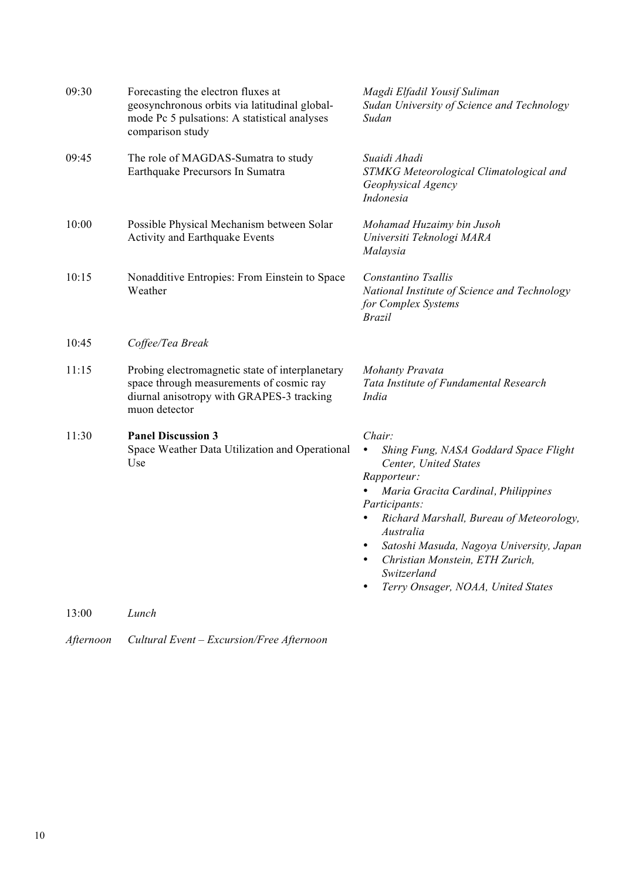| | | |
|---|---|---|
| 09:30 | Forecasting the electron fluxes at geosynchronous orbits via latitudinal global-mode Pc 5 pulsations: A statistical analyses comparison study | *Magdi Elfadil Yousif Suliman*<br>*Sudan University of Science and Technology*<br>*Sudan* |
| 09:45 | The role of MAGDAS-Sumatra to study Earthquake Precursors In Sumatra | *Suaidi Ahadi*<br>*STMKG Meteorological Climatological and Geophysical Agency*<br>*Indonesia* |
| 10:00 | Possible Physical Mechanism between Solar Activity and Earthquake Events | *Mohamad Huzaimy bin Jusoh*<br>*Universiti Teknologi MARA*<br>*Malaysia* |
| 10:15 | Nonadditive Entropies: From Einstein to Space Weather | *Constantino Tsallis*<br>*National Institute of Science and Technology for Complex Systems*<br>*Brazil* |
| 10:45 | *Coffee/Tea Break* | |
| 11:15 | Probing electromagnetic state of interplanetary space through measurements of cosmic ray diurnal anisotropy with GRAPES-3 tracking muon detector | *Mohanty Pravata*<br>*Tata Institute of Fundamental Research*<br>*India* |
| 11:30 | **Panel Discussion 3**<br>Space Weather Data Utilization and Operational Use | *Chair:*<br>• *Shing Fung, NASA Goddard Space Flight Center, United States*<br>*Rapporteur:*<br>• *Maria Gracita Cardinal, Philippines*<br>*Participants:*<br>• *Richard Marshall, Bureau of Meteorology, Australia*<br>• *Satoshi Masuda, Nagoya University, Japan*<br>• *Christian Monstein, ETH Zurich, Switzerland*<br>• *Terry Onsager, NOAA, United States* |
| 13:00 | *Lunch* | |
| *Afternoon* | *Cultural Event – Excursion/Free Afternoon* | |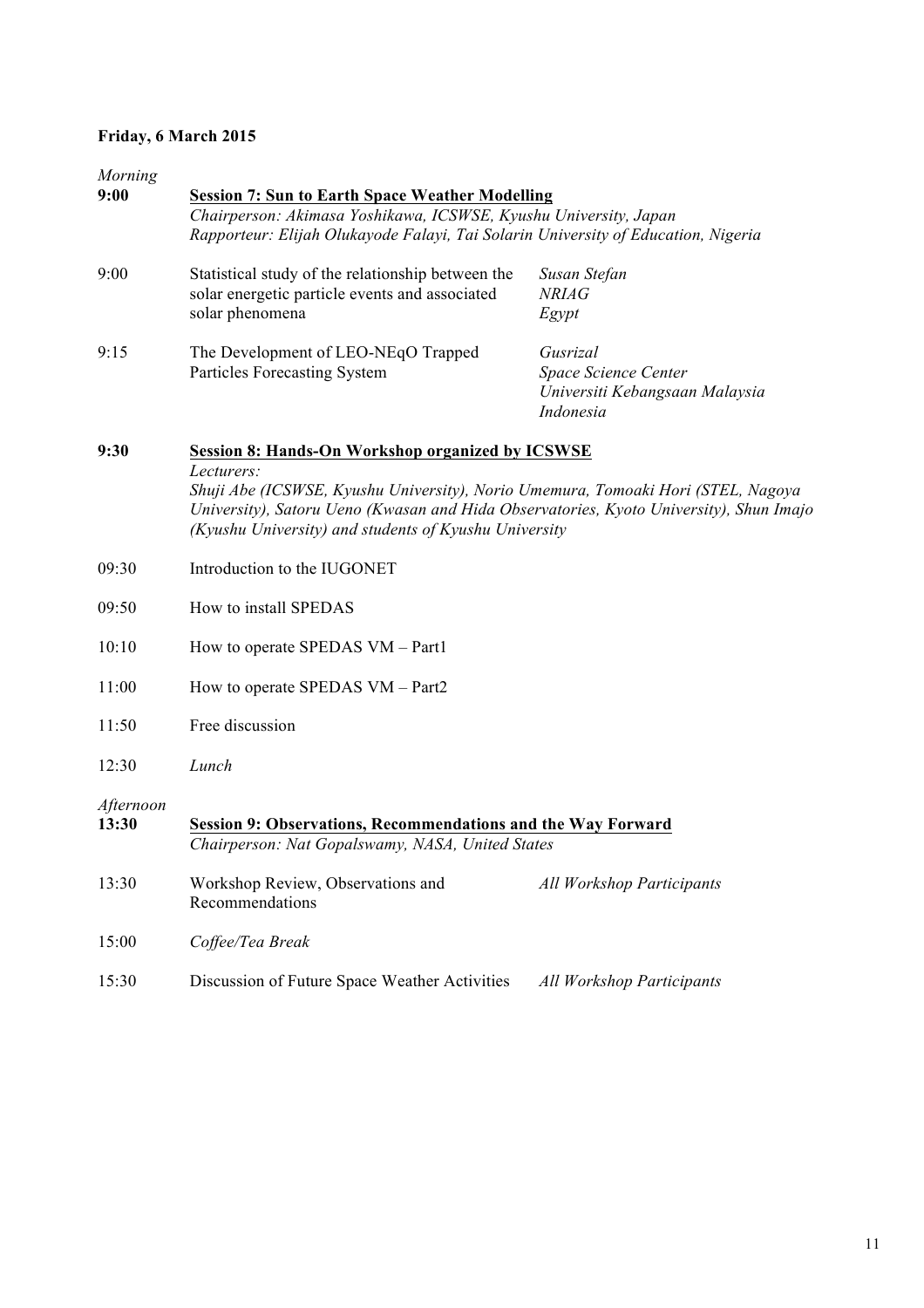**Friday, 6 March 2015**

*Morning*

| | | |
|---|---|---|
| **9:00** | **Session 7: Sun to Earth Space Weather Modelling** *Chairperson: Akimasa Yoshikawa, ICSWSE, Kyushu University, Japan* *Rapporteur: Elijah Olukayode Falayi, Tai Solarin University of Education, Nigeria* | |
| 9:00 | Statistical study of the relationship between the solar energetic particle events and associated solar phenomena | *Susan Stefan* *NRIAG* *Egypt* |
| 9:15 | The Development of LEO-NEqO Trapped Particles Forecasting System | *Gusrizal* *Space Science Center* *Universiti Kebangsaan Malaysia* *Indonesia* |
| **9:30** | **Session 8: Hands-On Workshop organized by ICSWSE** *Lecturers:* *Shuji Abe (ICSWSE, Kyushu University), Norio Umemura, Tomoaki Hori (STEL, Nagoya University), Satoru Ueno (Kwasan and Hida Observatories, Kyoto University), Shun Imajo (Kyushu University) and students of Kyushu University* | |
| 09:30 | Introduction to the IUGONET | |
| 09:50 | How to install SPEDAS | |
| 10:10 | How to operate SPEDAS VM – Part1 | |
| 11:00 | How to operate SPEDAS VM – Part2 | |
| 11:50 | Free discussion | |
| 12:30 | *Lunch* | |

*Afternoon*

| | | |
|---|---|---|
| **13:30** | **Session 9: Observations, Recommendations and the Way Forward** *Chairperson: Nat Gopalswamy, NASA, United States* | |
| 13:30 | Workshop Review, Observations and Recommendations | *All Workshop Participants* |
| 15:00 | *Coffee/Tea Break* | |
| 15:30 | Discussion of Future Space Weather Activities | *All Workshop Participants* |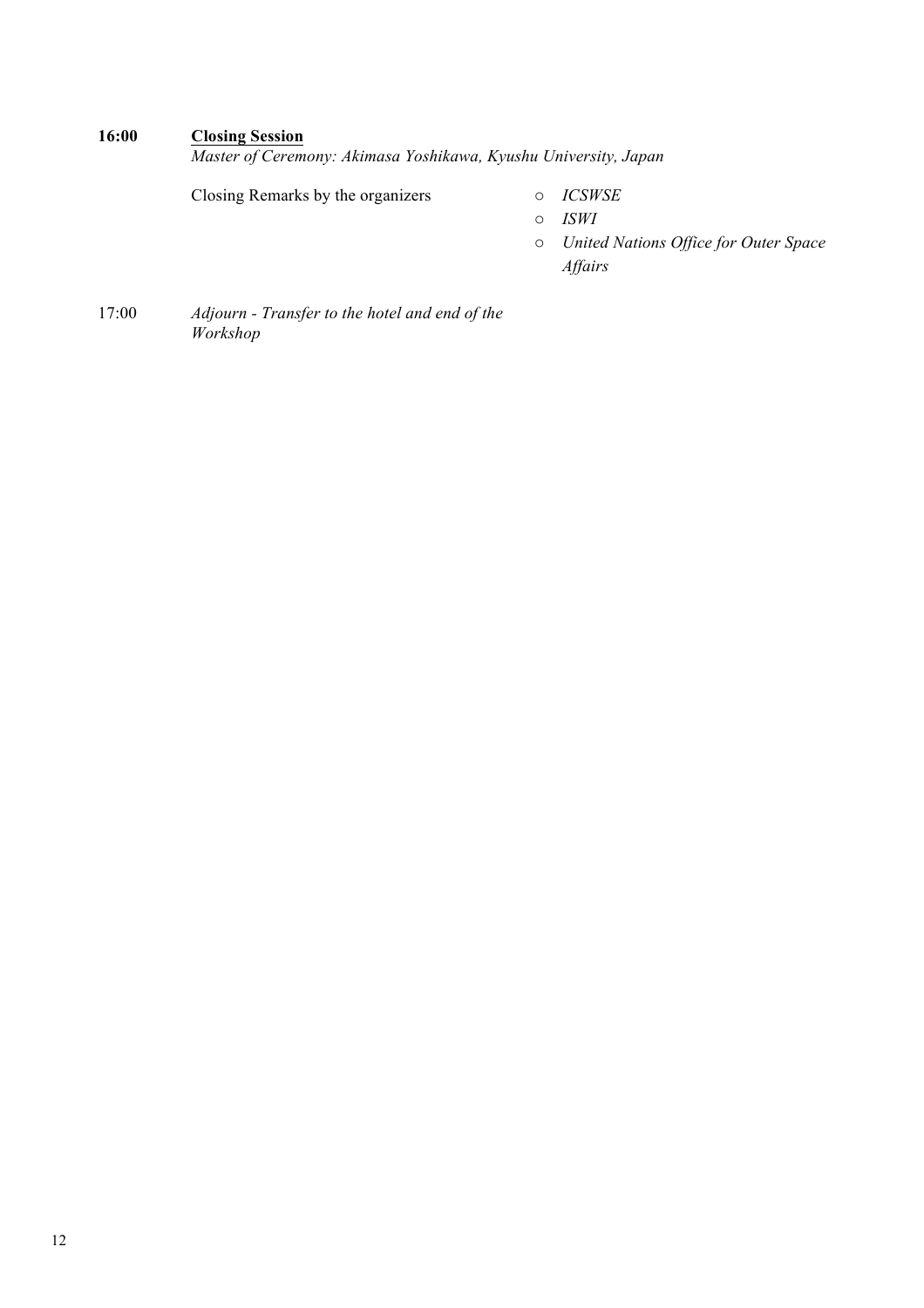**16:00** **<u>Closing Session</u>**

*Master of Ceremony: Akimasa Yoshikawa, Kyushu University, Japan*

Closing Remarks by the organizers

- *ICSWSE*
- *ISWI*
- *United Nations Office for Outer Space Affairs*

17:00 *Adjourn - Transfer to the hotel and end of the Workshop*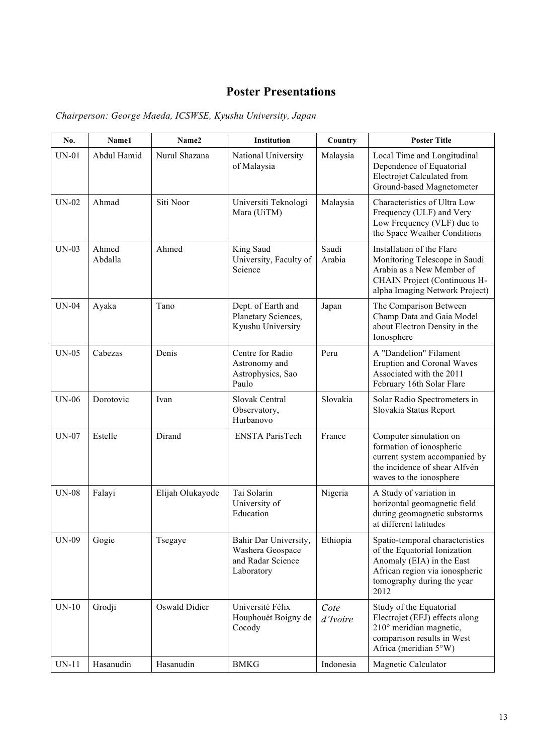# Poster Presentations

*Chairperson: George Maeda, ICSWSE, Kyushu University, Japan*

| No. | Name1 | Name2 | Institution | Country | Poster Title |
|---|---|---|---|---|---|
| UN-01 | Abdul Hamid | Nurul Shazana | National University of Malaysia | Malaysia | Local Time and Longitudinal Dependence of Equatorial Electrojet Calculated from Ground-based Magnetometer |
| UN-02 | Ahmad | Siti Noor | Universiti Teknologi Mara (UiTM) | Malaysia | Characteristics of Ultra Low Frequency (ULF) and Very Low Frequency (VLF) due to the Space Weather Conditions |
| UN-03 | Ahmed Abdalla | Ahmed | King Saud University, Faculty of Science | Saudi Arabia | Installation of the Flare Monitoring Telescope in Saudi Arabia as a New Member of CHAIN Project (Continuous H-alpha Imaging Network Project) |
| UN-04 | Ayaka | Tano | Dept. of Earth and Planetary Sciences, Kyushu University | Japan | The Comparison Between Champ Data and Gaia Model about Electron Density in the Ionosphere |
| UN-05 | Cabezas | Denis | Centre for Radio Astronomy and Astrophysics, Sao Paulo | Peru | A "Dandelion" Filament Eruption and Coronal Waves Associated with the 2011 February 16th Solar Flare |
| UN-06 | Dorotovic | Ivan | Slovak Central Observatory, Hurbanovo | Slovakia | Solar Radio Spectrometers in Slovakia Status Report |
| UN-07 | Estelle | Dirand | ENSTA ParisTech | France | Computer simulation on formation of ionospheric current system accompanied by the incidence of shear Alfvén waves to the ionosphere |
| UN-08 | Falayi | Elijah Olukayode | Tai Solarin University of Education | Nigeria | A Study of variation in horizontal geomagnetic field during geomagnetic substorms at different latitudes |
| UN-09 | Gogie | Tsegaye | Bahir Dar University, Washera Geospace and Radar Science Laboratory | Ethiopia | Spatio-temporal characteristics of the Equatorial Ionization Anomaly (EIA) in the East African region via ionospheric tomography during the year 2012 |
| UN-10 | Grodji | Oswald Didier | Université Félix Houphouët Boigny de Cocody | *Cote d'Ivoire* | Study of the Equatorial Electrojet (EEJ) effects along 210° meridian magnetic, comparison results in West Africa (meridian 5°W) |
| UN-11 | Hasanudin | Hasanudin | BMKG | Indonesia | Magnetic Calculator |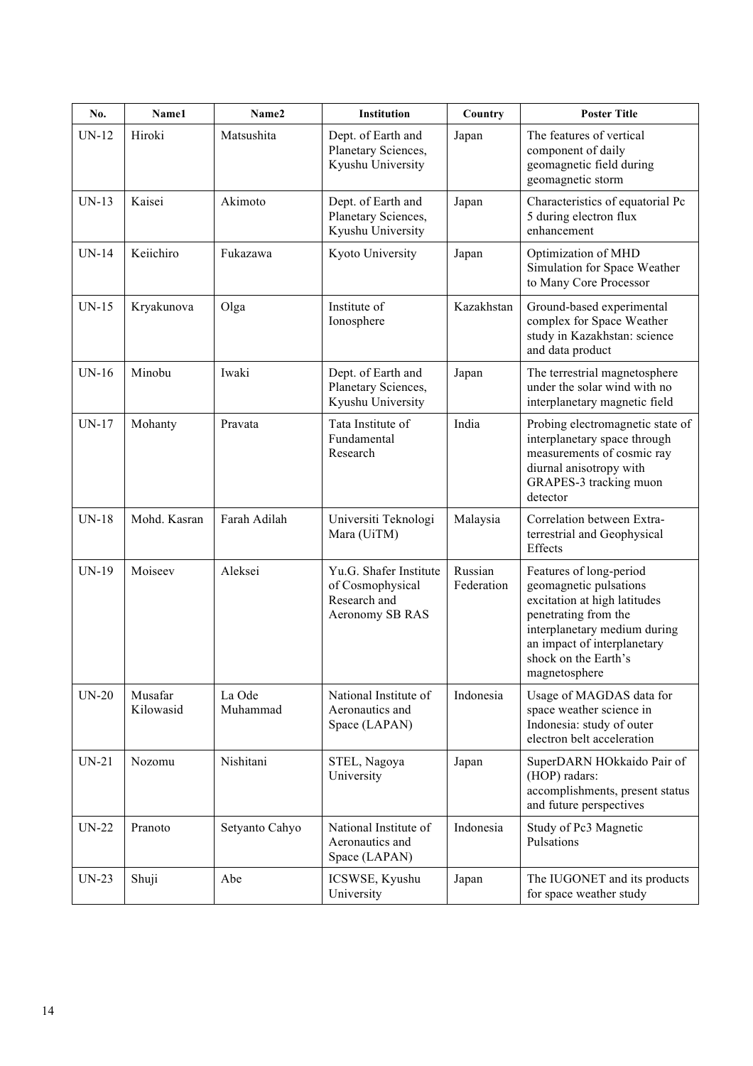| No. | Name1 | Name2 | Institution | Country | Poster Title |
|---|---|---|---|---|---|
| UN-12 | Hiroki | Matsushita | Dept. of Earth and Planetary Sciences, Kyushu University | Japan | The features of vertical component of daily geomagnetic field during geomagnetic storm |
| UN-13 | Kaisei | Akimoto | Dept. of Earth and Planetary Sciences, Kyushu University | Japan | Characteristics of equatorial Pc 5 during electron flux enhancement |
| UN-14 | Keiichiro | Fukazawa | Kyoto University | Japan | Optimization of MHD Simulation for Space Weather to Many Core Processor |
| UN-15 | Kryakunova | Olga | Institute of Ionosphere | Kazakhstan | Ground-based experimental complex for Space Weather study in Kazakhstan: science and data product |
| UN-16 | Minobu | Iwaki | Dept. of Earth and Planetary Sciences, Kyushu University | Japan | The terrestrial magnetosphere under the solar wind with no interplanetary magnetic field |
| UN-17 | Mohanty | Pravata | Tata Institute of Fundamental Research | India | Probing electromagnetic state of interplanetary space through measurements of cosmic ray diurnal anisotropy with GRAPES-3 tracking muon detector |
| UN-18 | Mohd. Kasran | Farah Adilah | Universiti Teknologi Mara (UiTM) | Malaysia | Correlation between Extra-terrestrial and Geophysical Effects |
| UN-19 | Moiseev | Aleksei | Yu.G. Shafer Institute of Cosmophysical Research and Aeronomy SB RAS | Russian Federation | Features of long-period geomagnetic pulsations excitation at high latitudes penetrating from the interplanetary medium during an impact of interplanetary shock on the Earth's magnetosphere |
| UN-20 | Musafar Kilowasid | La Ode Muhammad | National Institute of Aeronautics and Space (LAPAN) | Indonesia | Usage of MAGDAS data for space weather science in Indonesia: study of outer electron belt acceleration |
| UN-21 | Nozomu | Nishitani | STEL, Nagoya University | Japan | SuperDARN HOkkaido Pair of (HOP) radars: accomplishments, present status and future perspectives |
| UN-22 | Pranoto | Setyanto Cahyo | National Institute of Aeronautics and Space (LAPAN) | Indonesia | Study of Pc3 Magnetic Pulsations |
| UN-23 | Shuji | Abe | ICSWSE, Kyushu University | Japan | The IUGONET and its products for space weather study |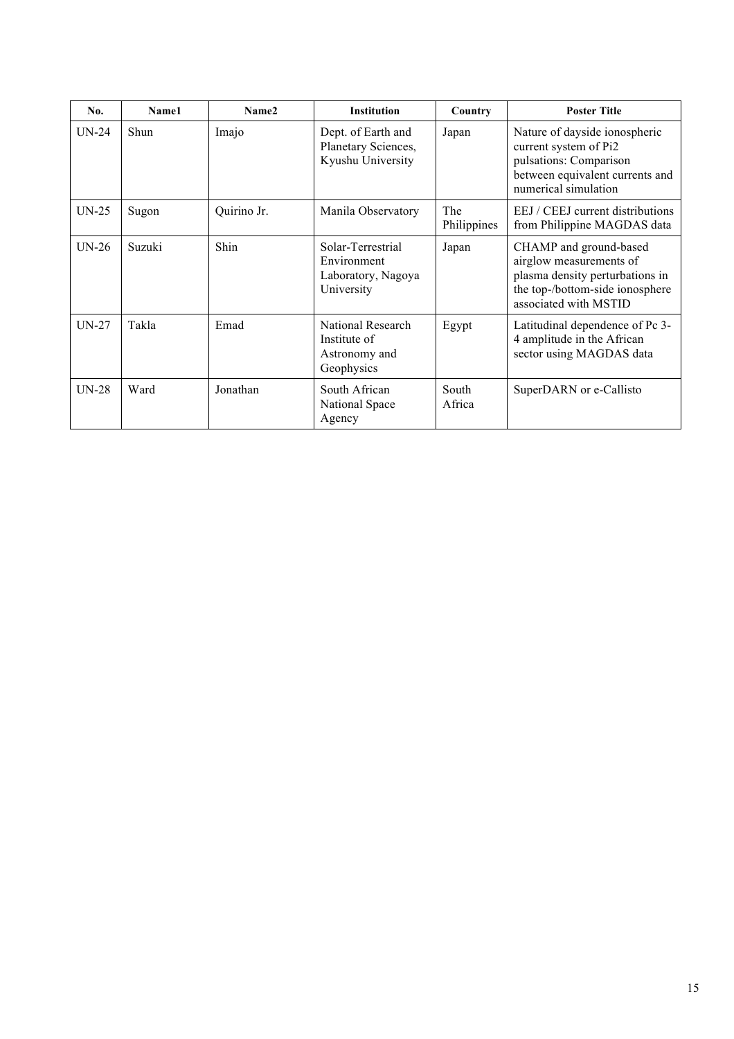| No. | Name1 | Name2 | Institution | Country | Poster Title |
| --- | --- | --- | --- | --- | --- |
| UN-24 | Shun | Imajo | Dept. of Earth and Planetary Sciences, Kyushu University | Japan | Nature of dayside ionospheric current system of Pi2 pulsations: Comparison between equivalent currents and numerical simulation |
| UN-25 | Sugon | Quirino Jr. | Manila Observatory | The Philippines | EEJ / CEEJ current distributions from Philippine MAGDAS data |
| UN-26 | Suzuki | Shin | Solar-Terrestrial Environment Laboratory, Nagoya University | Japan | CHAMP and ground-based airglow measurements of plasma density perturbations in the top-/bottom-side ionosphere associated with MSTID |
| UN-27 | Takla | Emad | National Research Institute of Astronomy and Geophysics | Egypt | Latitudinal dependence of Pc 3-4 amplitude in the African sector using MAGDAS data |
| UN-28 | Ward | Jonathan | South African National Space Agency | South Africa | SuperDARN or e-Callisto |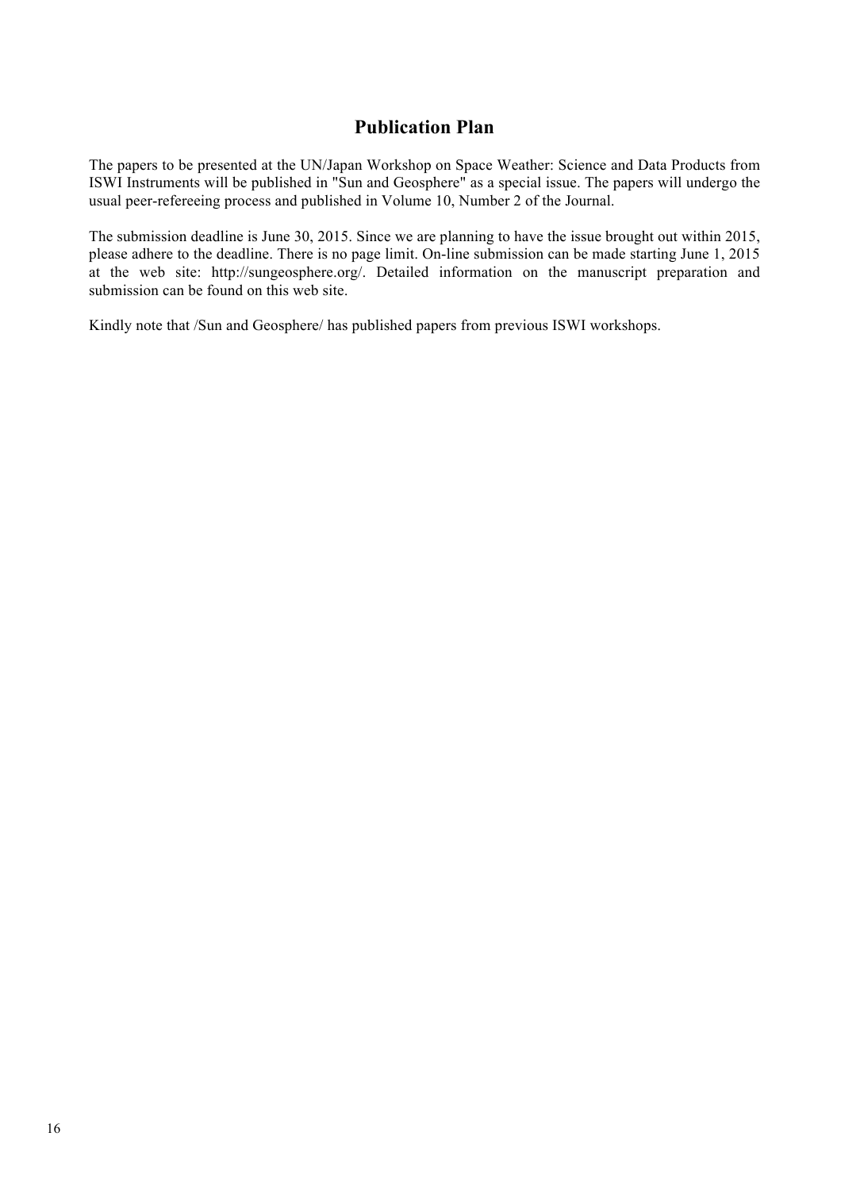## Publication Plan

The papers to be presented at the UN/Japan Workshop on Space Weather: Science and Data Products from ISWI Instruments will be published in "Sun and Geosphere" as a special issue. The papers will undergo the usual peer-refereeing process and published in Volume 10, Number 2 of the Journal.

The submission deadline is June 30, 2015. Since we are planning to have the issue brought out within 2015, please adhere to the deadline. There is no page limit. On-line submission can be made starting June 1, 2015 at the web site: http://sungeosphere.org/. Detailed information on the manuscript preparation and submission can be found on this web site.

Kindly note that /Sun and Geosphere/ has published papers from previous ISWI workshops.